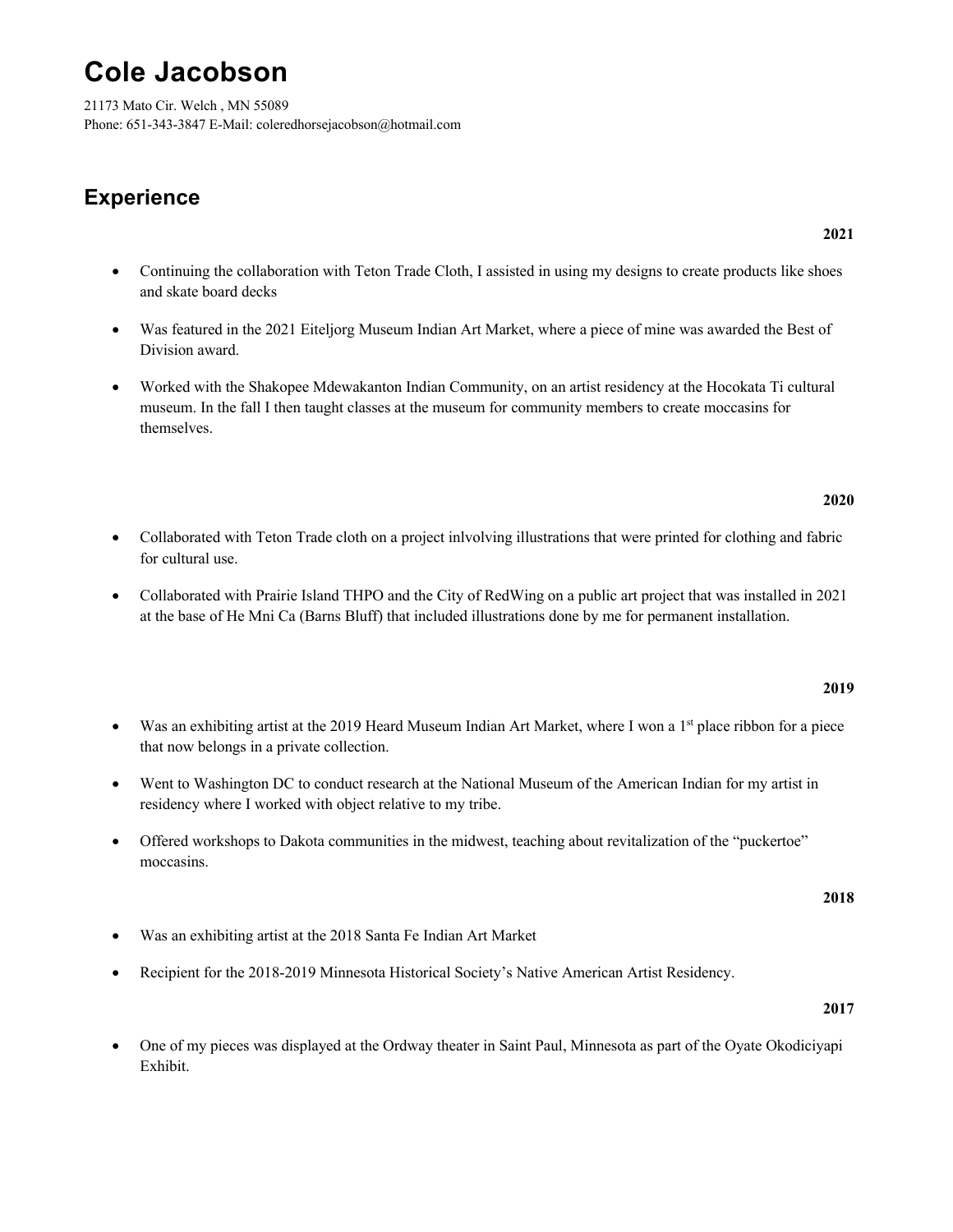# Cole Jacobson

21173 Mato Cir. Welch , MN 55089
Phone: 651-343-3847 E-Mail: coleredhorsejacobson@hotmail.com

## Experience

**2021**

- Continuing the collaboration with Teton Trade Cloth, I assisted in using my designs to create products like shoes and skate board decks
- Was featured in the 2021 Eiteljorg Museum Indian Art Market, where a piece of mine was awarded the Best of Division award.
- Worked with the Shakopee Mdewakanton Indian Community, on an artist residency at the Hocokata Ti cultural museum. In the fall I then taught classes at the museum for community members to create moccasins for themselves.

**2020**

- Collaborated with Teton Trade cloth on a project inlvolving illustrations that were printed for clothing and fabric for cultural use.
- Collaborated with Prairie Island THPO and the City of RedWing on a public art project that was installed in 2021 at the base of He Mni Ca (Barns Bluff) that included illustrations done by me for permanent installation.

**2019**

- Was an exhibiting artist at the 2019 Heard Museum Indian Art Market, where I won a 1st place ribbon for a piece that now belongs in a private collection.
- Went to Washington DC to conduct research at the National Museum of the American Indian for my artist in residency where I worked with object relative to my tribe.
- Offered workshops to Dakota communities in the midwest, teaching about revitalization of the "puckertoe" moccasins.

**2018**

- Was an exhibiting artist at the 2018 Santa Fe Indian Art Market
- Recipient for the 2018-2019 Minnesota Historical Society's Native American Artist Residency.

**2017**

- One of my pieces was displayed at the Ordway theater in Saint Paul, Minnesota as part of the Oyate Okodiciyapi Exhibit.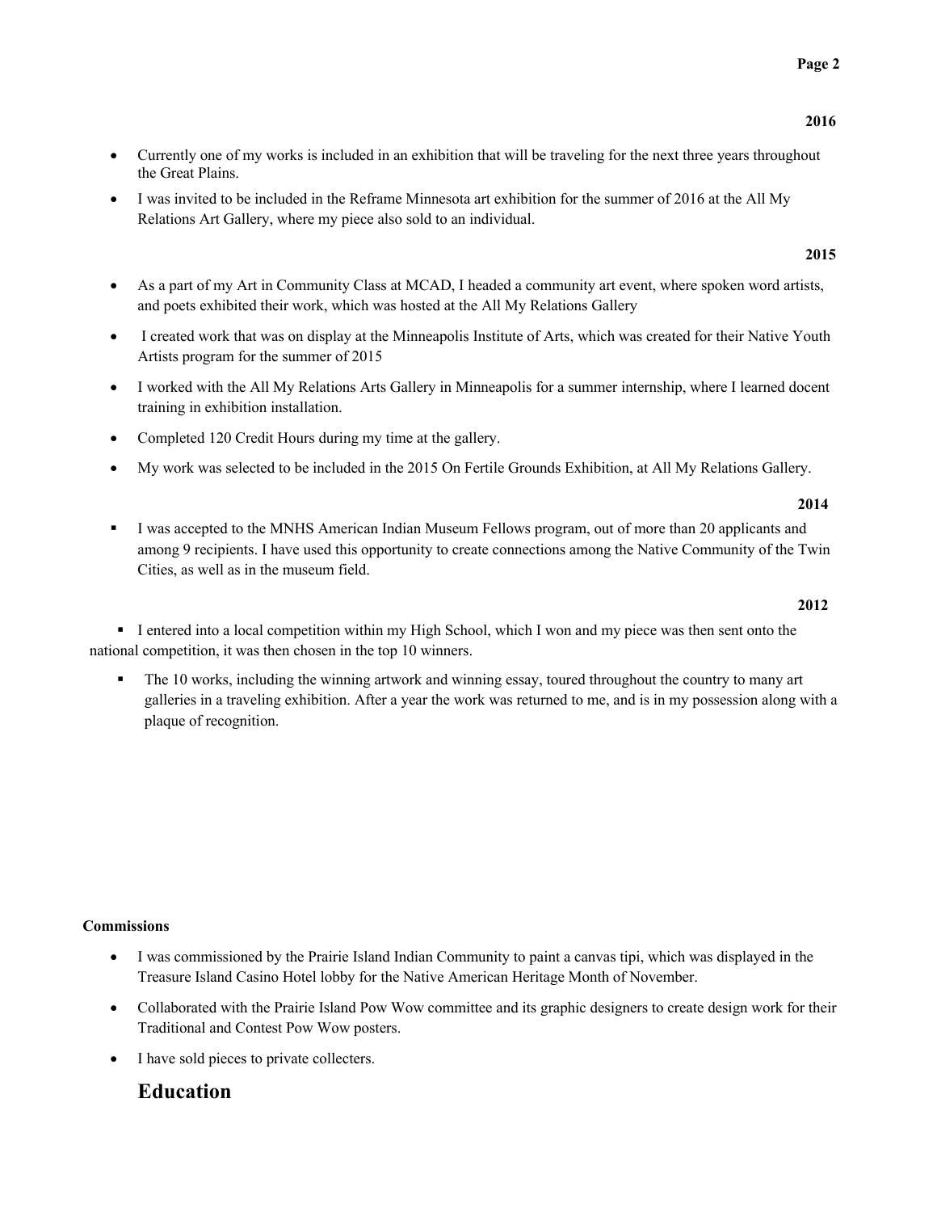**2016**

- Currently one of my works is included in an exhibition that will be traveling for the next three years throughout the Great Plains.
- I was invited to be included in the Reframe Minnesota art exhibition for the summer of 2016 at the All My Relations Art Gallery, where my piece also sold to an individual.

**2015**

- As a part of my Art in Community Class at MCAD, I headed a community art event, where spoken word artists, and poets exhibited their work, which was hosted at the All My Relations Gallery
- I created work that was on display at the Minneapolis Institute of Arts, which was created for their Native Youth Artists program for the summer of 2015
- I worked with the All My Relations Arts Gallery in Minneapolis for a summer internship, where I learned docent training in exhibition installation.
- Completed 120 Credit Hours during my time at the gallery.
- My work was selected to be included in the 2015 On Fertile Grounds Exhibition, at All My Relations Gallery.

**2014**

- I was accepted to the MNHS American Indian Museum Fellows program, out of more than 20 applicants and among 9 recipients. I have used this opportunity to create connections among the Native Community of the Twin Cities, as well as in the museum field.

**2012**

- I entered into a local competition within my High School, which I won and my piece was then sent onto the national competition, it was then chosen in the top 10 winners.
- The 10 works, including the winning artwork and winning essay, toured throughout the country to many art galleries in a traveling exhibition. After a year the work was returned to me, and is in my possession along with a plaque of recognition.

**Commissions**

- I was commissioned by the Prairie Island Indian Community to paint a canvas tipi, which was displayed in the Treasure Island Casino Hotel lobby for the Native American Heritage Month of November.
- Collaborated with the Prairie Island Pow Wow committee and its graphic designers to create design work for their Traditional and Contest Pow Wow posters.
- I have sold pieces to private collecters.

## Education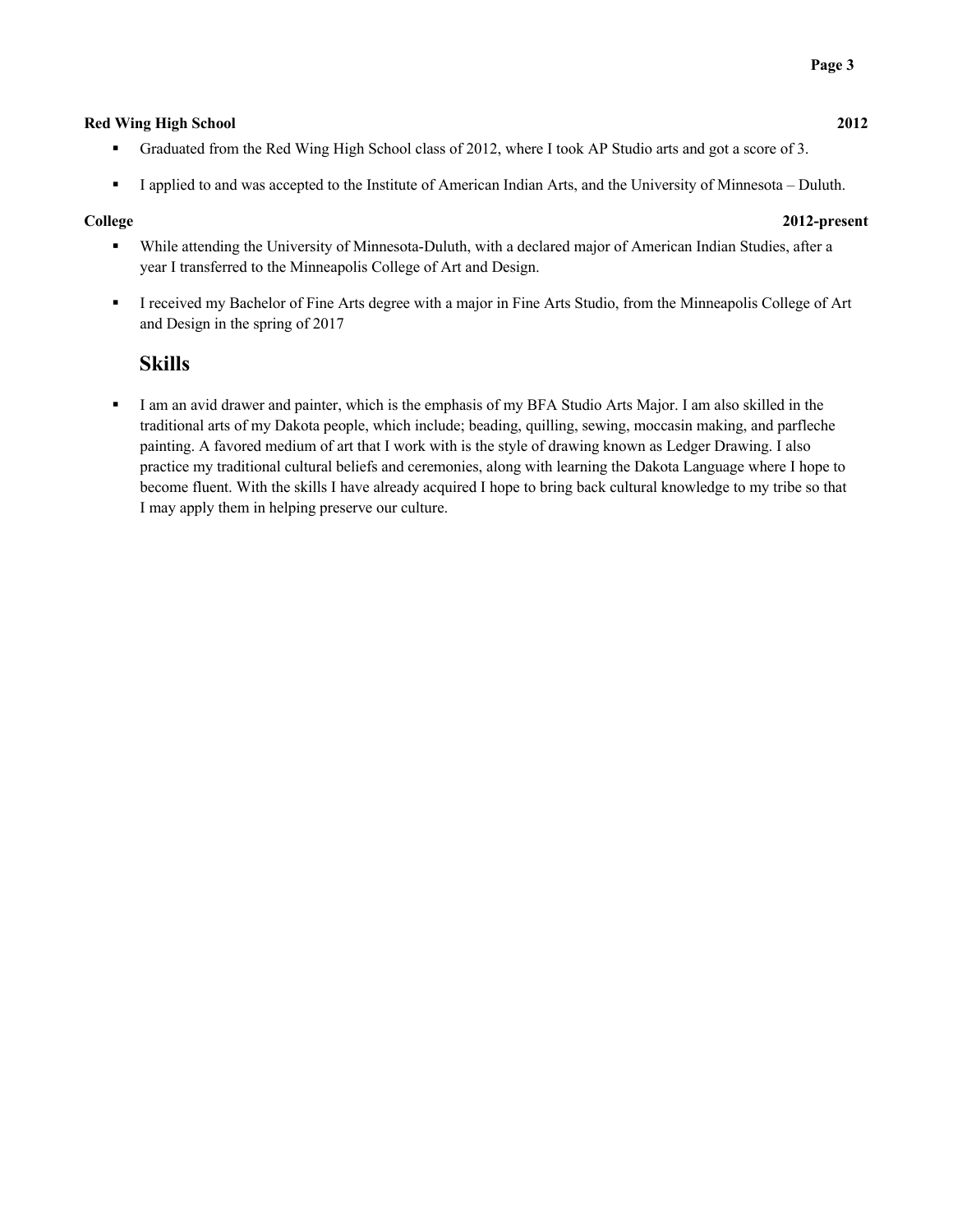**Red Wing High School** **2012**

- Graduated from the Red Wing High School class of 2012, where I took AP Studio arts and got a score of 3.
- I applied to and was accepted to the Institute of American Indian Arts, and the University of Minnesota – Duluth.

**College** **2012-present**

- While attending the University of Minnesota-Duluth, with a declared major of American Indian Studies, after a year I transferred to the Minneapolis College of Art and Design.
- I received my Bachelor of Fine Arts degree with a major in Fine Arts Studio, from the Minneapolis College of Art and Design in the spring of 2017

## Skills

- I am an avid drawer and painter, which is the emphasis of my BFA Studio Arts Major. I am also skilled in the traditional arts of my Dakota people, which include; beading, quilling, sewing, moccasin making, and parfleche painting. A favored medium of art that I work with is the style of drawing known as Ledger Drawing. I also practice my traditional cultural beliefs and ceremonies, along with learning the Dakota Language where I hope to become fluent. With the skills I have already acquired I hope to bring back cultural knowledge to my tribe so that I may apply them in helping preserve our culture.